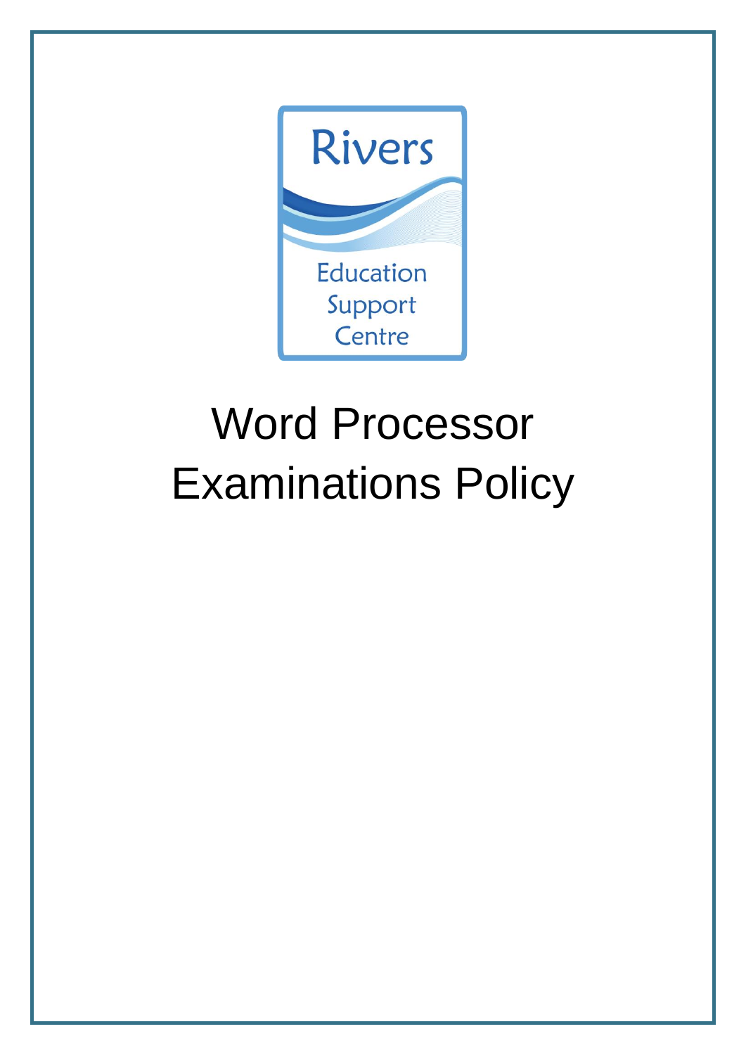Rivers

Education Support Centre

# Word Processor Examinations Policy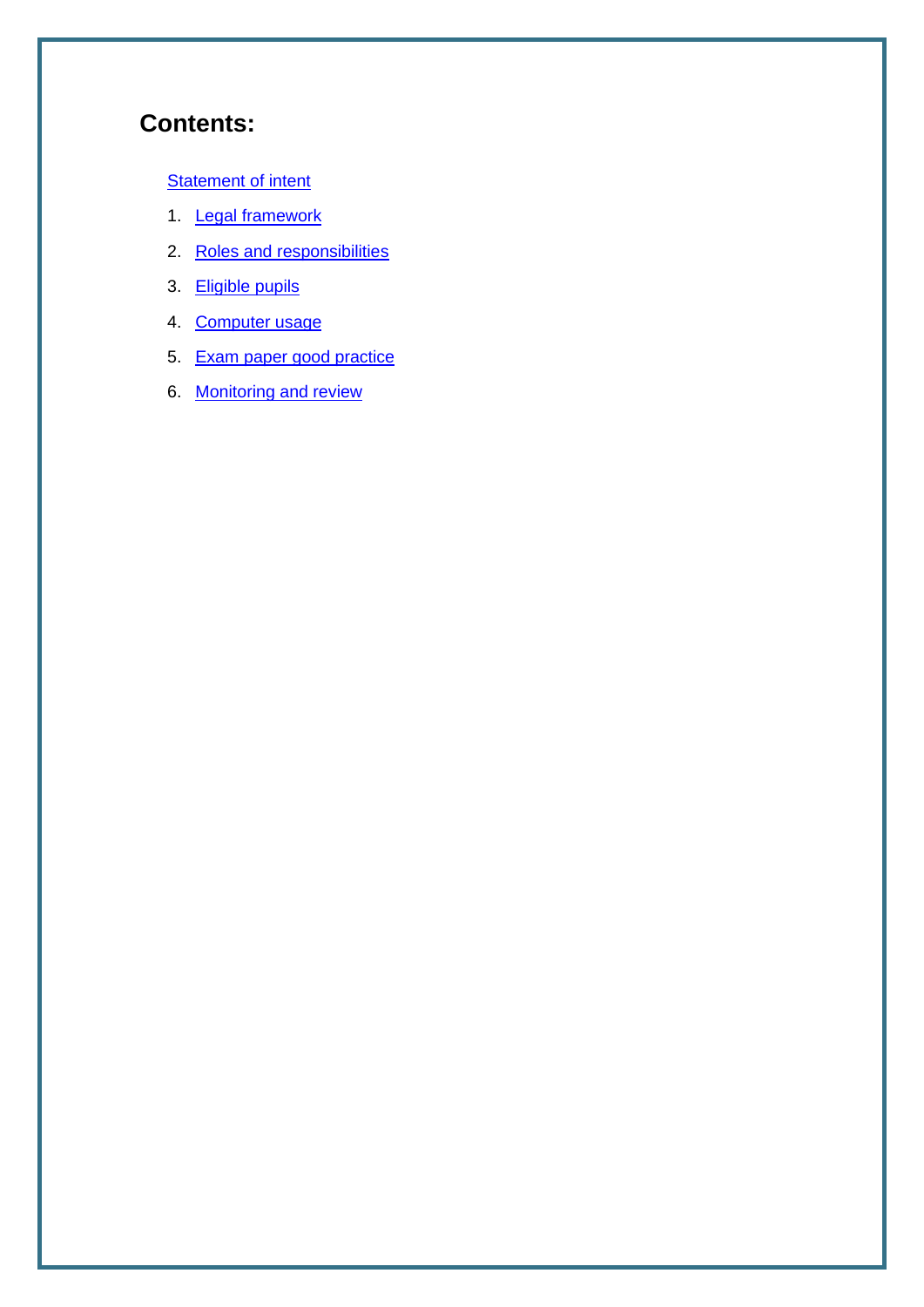## Contents:

Statement of intent

1. Legal framework
2. Roles and responsibilities
3. Eligible pupils
4. Computer usage
5. Exam paper good practice
6. Monitoring and review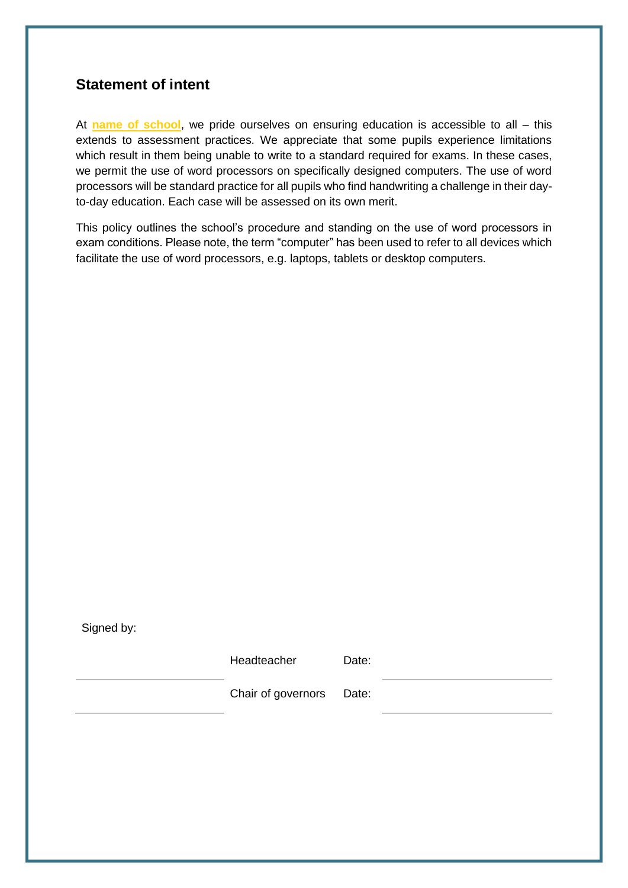## Statement of intent

At **name of school**, we pride ourselves on ensuring education is accessible to all – this extends to assessment practices. We appreciate that some pupils experience limitations which result in them being unable to write to a standard required for exams. In these cases, we permit the use of word processors on specifically designed computers. The use of word processors will be standard practice for all pupils who find handwriting a challenge in their day-to-day education. Each case will be assessed on its own merit.

This policy outlines the school's procedure and standing on the use of word processors in exam conditions. Please note, the term "computer" has been used to refer to all devices which facilitate the use of word processors, e.g. laptops, tablets or desktop computers.

Signed by:

| | | | |
|---|---|---|---|
| ______________________ | Headteacher | Date: | ______________________ |
| ______________________ | Chair of governors | Date: | ______________________ |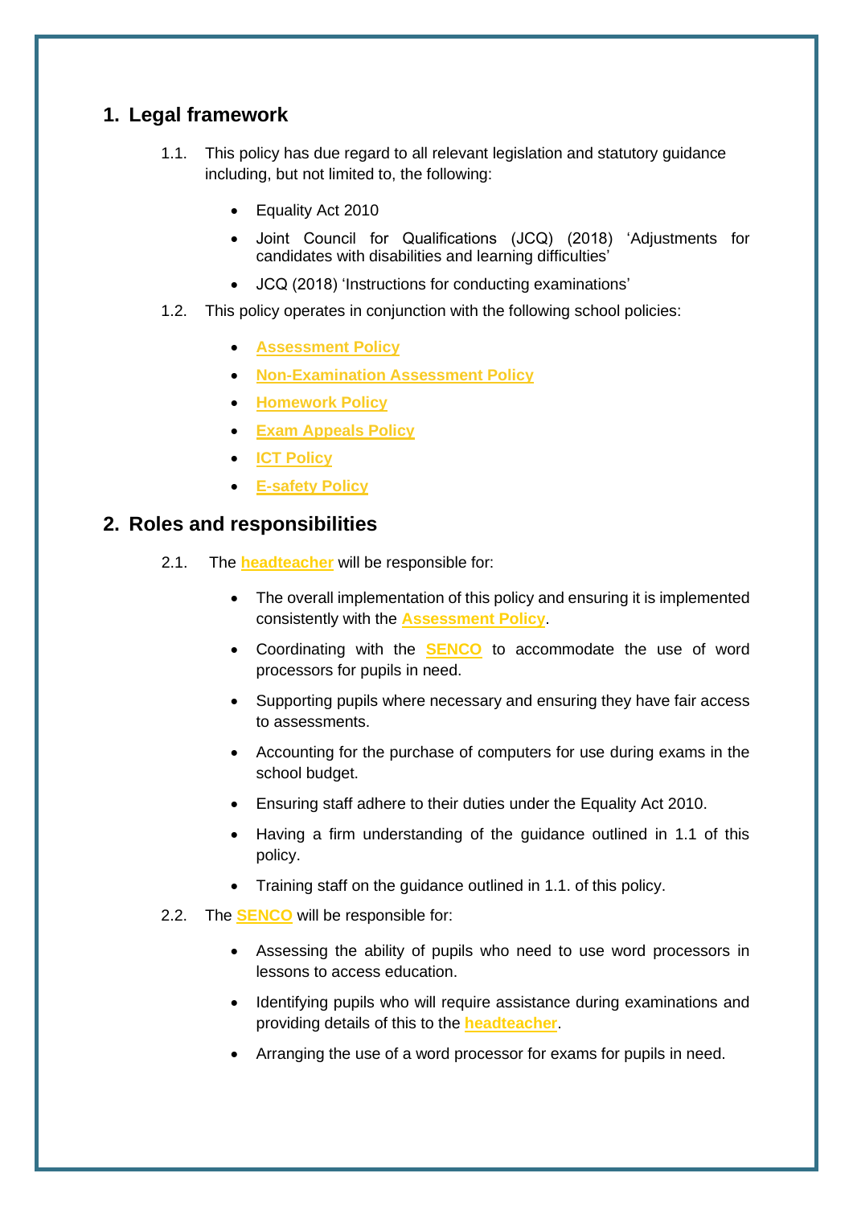## 1. Legal framework

1.1. This policy has due regard to all relevant legislation and statutory guidance including, but not limited to, the following:

- Equality Act 2010
- Joint Council for Qualifications (JCQ) (2018) 'Adjustments for candidates with disabilities and learning difficulties'
- JCQ (2018) 'Instructions for conducting examinations'

1.2. This policy operates in conjunction with the following school policies:

- **Assessment Policy**
- **Non-Examination Assessment Policy**
- **Homework Policy**
- **Exam Appeals Policy**
- **ICT Policy**
- **E-safety Policy**

## 2. Roles and responsibilities

2.1. The **headteacher** will be responsible for:

- The overall implementation of this policy and ensuring it is implemented consistently with the **Assessment Policy**.
- Coordinating with the **SENCO** to accommodate the use of word processors for pupils in need.
- Supporting pupils where necessary and ensuring they have fair access to assessments.
- Accounting for the purchase of computers for use during exams in the school budget.
- Ensuring staff adhere to their duties under the Equality Act 2010.
- Having a firm understanding of the guidance outlined in 1.1 of this policy.
- Training staff on the guidance outlined in 1.1. of this policy.

2.2. The **SENCO** will be responsible for:

- Assessing the ability of pupils who need to use word processors in lessons to access education.
- Identifying pupils who will require assistance during examinations and providing details of this to the **headteacher**.
- Arranging the use of a word processor for exams for pupils in need.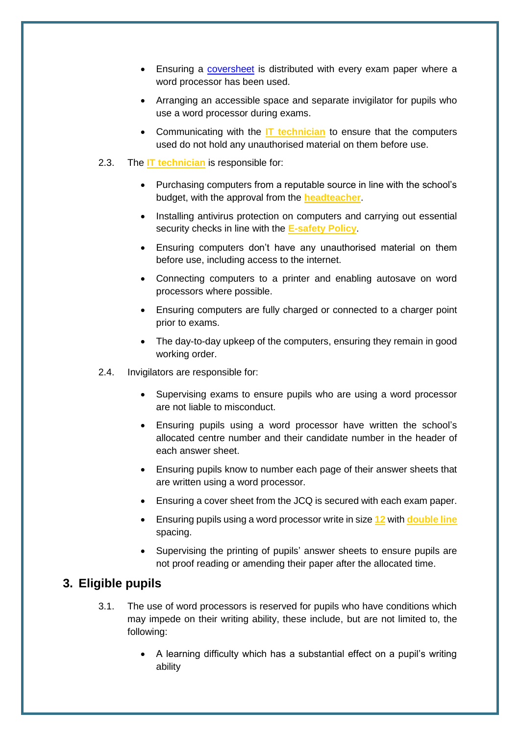- Ensuring a coversheet is distributed with every exam paper where a word processor has been used.
- Arranging an accessible space and separate invigilator for pupils who use a word processor during exams.
- Communicating with the **IT technician** to ensure that the computers used do not hold any unauthorised material on them before use.

2.3. The **IT technician** is responsible for:

- Purchasing computers from a reputable source in line with the school's budget, with the approval from the **headteacher**.
- Installing antivirus protection on computers and carrying out essential security checks in line with the **E-safety Policy**.
- Ensuring computers don't have any unauthorised material on them before use, including access to the internet.
- Connecting computers to a printer and enabling autosave on word processors where possible.
- Ensuring computers are fully charged or connected to a charger point prior to exams.
- The day-to-day upkeep of the computers, ensuring they remain in good working order.

2.4. Invigilators are responsible for:

- Supervising exams to ensure pupils who are using a word processor are not liable to misconduct.
- Ensuring pupils using a word processor have written the school's allocated centre number and their candidate number in the header of each answer sheet.
- Ensuring pupils know to number each page of their answer sheets that are written using a word processor.
- Ensuring a cover sheet from the JCQ is secured with each exam paper.
- Ensuring pupils using a word processor write in size **12** with **double line** spacing.
- Supervising the printing of pupils' answer sheets to ensure pupils are not proof reading or amending their paper after the allocated time.

## 3. Eligible pupils

3.1. The use of word processors is reserved for pupils who have conditions which may impede on their writing ability, these include, but are not limited to, the following:

- A learning difficulty which has a substantial effect on a pupil's writing ability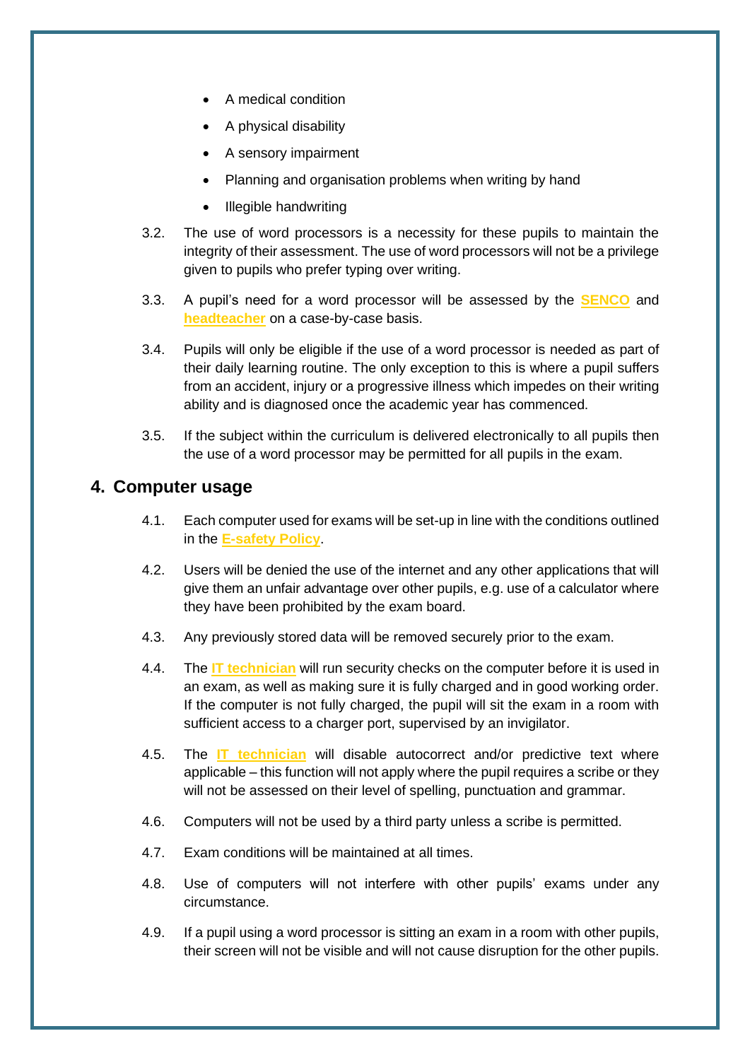- A medical condition
- A physical disability
- A sensory impairment
- Planning and organisation problems when writing by hand
- Illegible handwriting

3.2. The use of word processors is a necessity for these pupils to maintain the integrity of their assessment. The use of word processors will not be a privilege given to pupils who prefer typing over writing.

3.3. A pupil's need for a word processor will be assessed by the **SENCO** and **headteacher** on a case-by-case basis.

3.4. Pupils will only be eligible if the use of a word processor is needed as part of their daily learning routine. The only exception to this is where a pupil suffers from an accident, injury or a progressive illness which impedes on their writing ability and is diagnosed once the academic year has commenced.

3.5. If the subject within the curriculum is delivered electronically to all pupils then the use of a word processor may be permitted for all pupils in the exam.

## 4. Computer usage

4.1. Each computer used for exams will be set-up in line with the conditions outlined in the **E-safety Policy**.

4.2. Users will be denied the use of the internet and any other applications that will give them an unfair advantage over other pupils, e.g. use of a calculator where they have been prohibited by the exam board.

4.3. Any previously stored data will be removed securely prior to the exam.

4.4. The **IT technician** will run security checks on the computer before it is used in an exam, as well as making sure it is fully charged and in good working order. If the computer is not fully charged, the pupil will sit the exam in a room with sufficient access to a charger port, supervised by an invigilator.

4.5. The **IT technician** will disable autocorrect and/or predictive text where applicable – this function will not apply where the pupil requires a scribe or they will not be assessed on their level of spelling, punctuation and grammar.

4.6. Computers will not be used by a third party unless a scribe is permitted.

4.7. Exam conditions will be maintained at all times.

4.8. Use of computers will not interfere with other pupils' exams under any circumstance.

4.9. If a pupil using a word processor is sitting an exam in a room with other pupils, their screen will not be visible and will not cause disruption for the other pupils.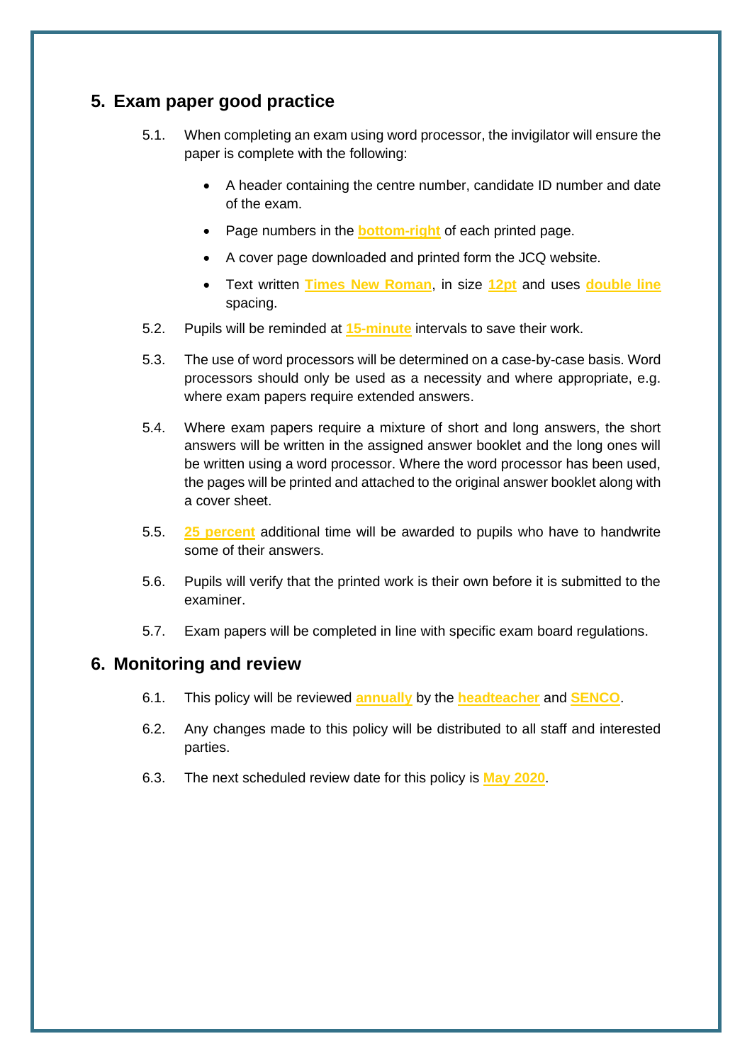## 5. Exam paper good practice

5.1. When completing an exam using word processor, the invigilator will ensure the paper is complete with the following:

- A header containing the centre number, candidate ID number and date of the exam.
- Page numbers in the **bottom-right** of each printed page.
- A cover page downloaded and printed form the JCQ website.
- Text written **Times New Roman**, in size **12pt** and uses **double line** spacing.

5.2. Pupils will be reminded at **15-minute** intervals to save their work.

5.3. The use of word processors will be determined on a case-by-case basis. Word processors should only be used as a necessity and where appropriate, e.g. where exam papers require extended answers.

5.4. Where exam papers require a mixture of short and long answers, the short answers will be written in the assigned answer booklet and the long ones will be written using a word processor. Where the word processor has been used, the pages will be printed and attached to the original answer booklet along with a cover sheet.

5.5. **25 percent** additional time will be awarded to pupils who have to handwrite some of their answers.

5.6. Pupils will verify that the printed work is their own before it is submitted to the examiner.

5.7. Exam papers will be completed in line with specific exam board regulations.

## 6. Monitoring and review

6.1. This policy will be reviewed **annually** by the **headteacher** and **SENCO**.

6.2. Any changes made to this policy will be distributed to all staff and interested parties.

6.3. The next scheduled review date for this policy is **May 2020**.